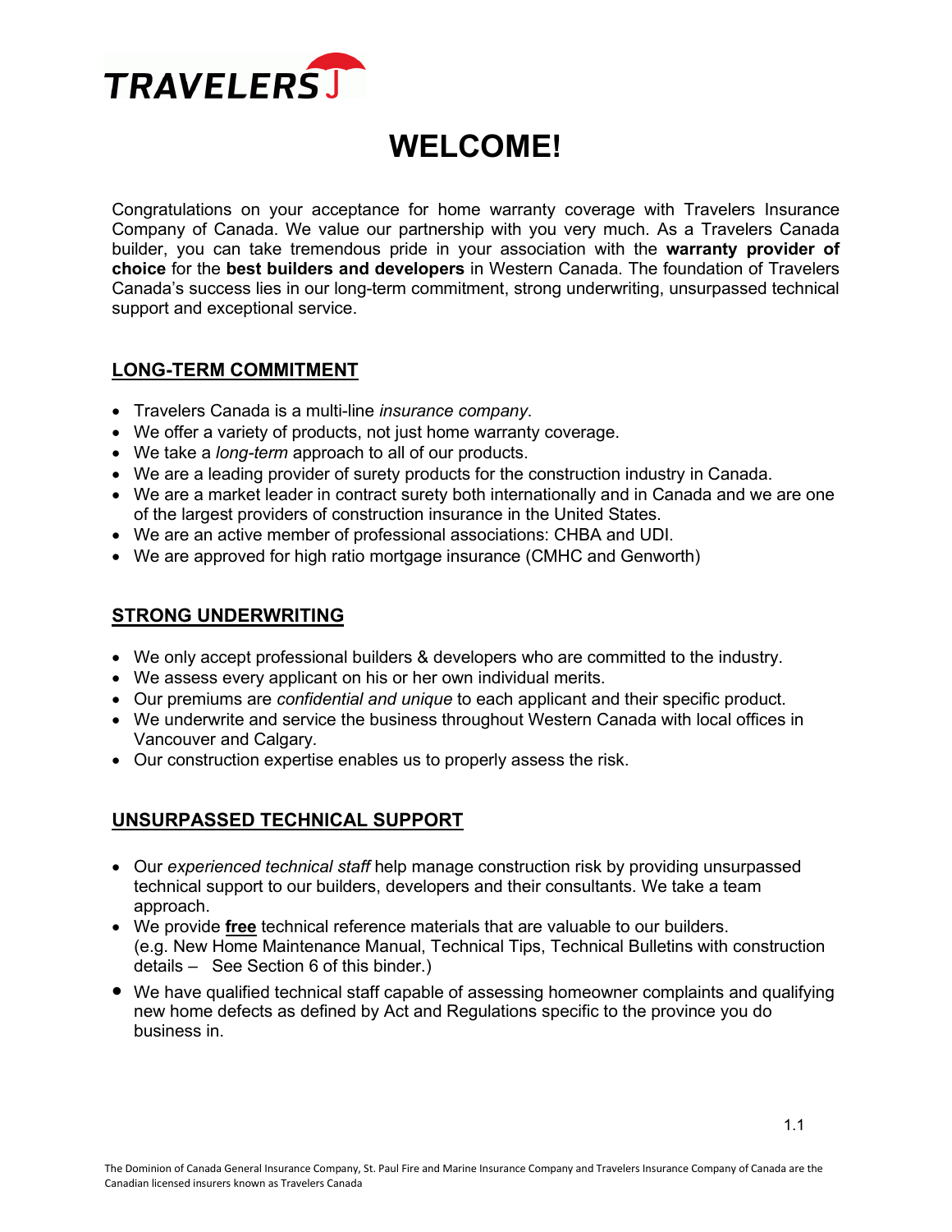# WELCOME!

Congratulations on your acceptance for home warranty coverage with Travelers Insurance Company of Canada. We value our partnership with you very much. As a Travelers Canada builder, you can take tremendous pride in your association with the **warranty provider of choice** for the **best builders and developers** in Western Canada. The foundation of Travelers Canada's success lies in our long-term commitment, strong underwriting, unsurpassed technical support and exceptional service.

## LONG-TERM COMMITMENT

- Travelers Canada is a multi-line *insurance company*.
- We offer a variety of products, not just home warranty coverage.
- We take a *long-term* approach to all of our products.
- We are a leading provider of surety products for the construction industry in Canada.
- We are a market leader in contract surety both internationally and in Canada and we are one of the largest providers of construction insurance in the United States.
- We are an active member of professional associations: CHBA and UDI.
- We are approved for high ratio mortgage insurance (CMHC and Genworth)

## STRONG UNDERWRITING

- We only accept professional builders & developers who are committed to the industry.
- We assess every applicant on his or her own individual merits.
- Our premiums are *confidential and unique* to each applicant and their specific product.
- We underwrite and service the business throughout Western Canada with local offices in Vancouver and Calgary.
- Our construction expertise enables us to properly assess the risk.

## UNSURPASSED TECHNICAL SUPPORT

- Our *experienced technical staff* help manage construction risk by providing unsurpassed technical support to our builders, developers and their consultants. We take a team approach.
- We provide **free** technical reference materials that are valuable to our builders. (e.g. New Home Maintenance Manual, Technical Tips, Technical Bulletins with construction details – See Section 6 of this binder.)
- We have qualified technical staff capable of assessing homeowner complaints and qualifying new home defects as defined by Act and Regulations specific to the province you do business in.

The Dominion of Canada General Insurance Company, St. Paul Fire and Marine Insurance Company and Travelers Insurance Company of Canada are the Canadian licensed insurers known as Travelers Canada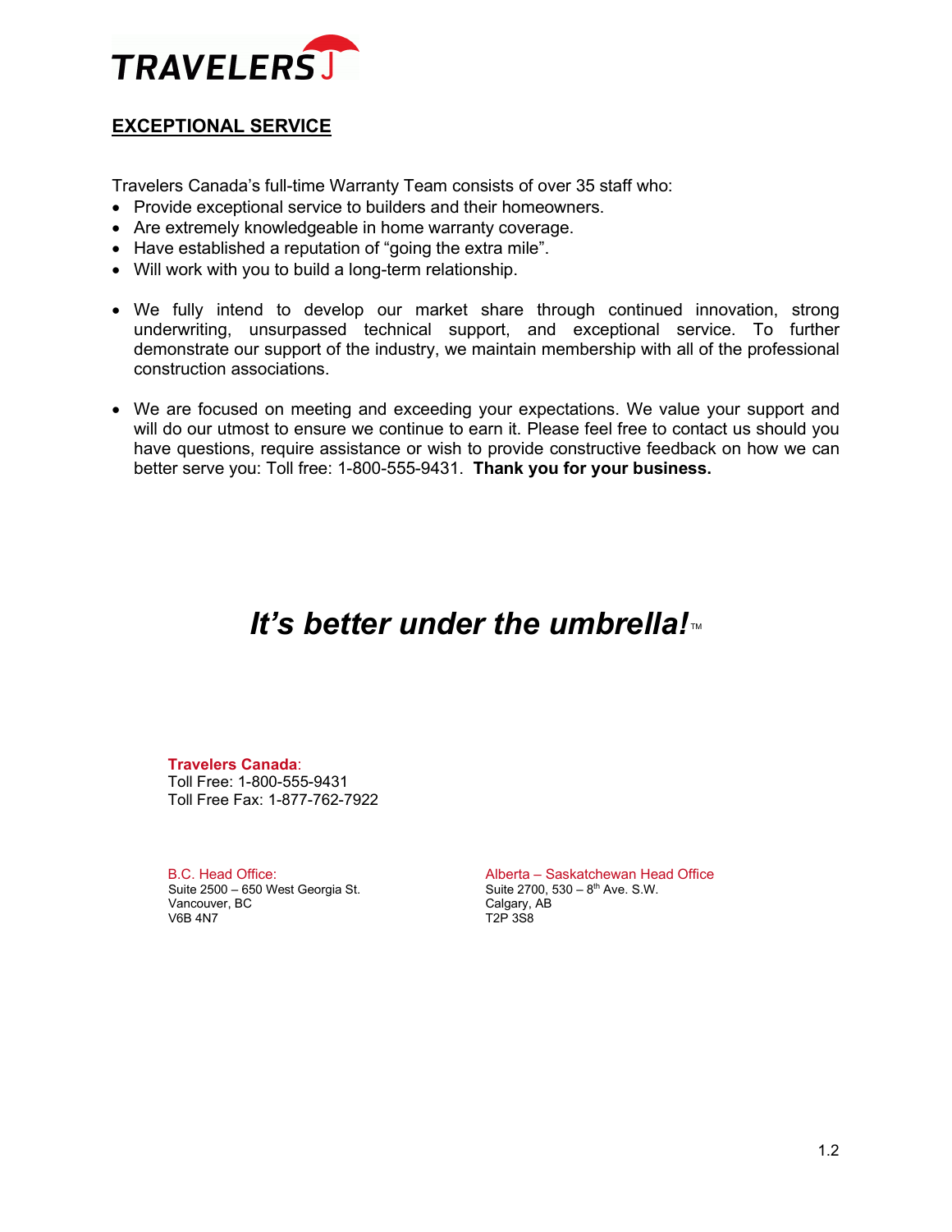TRAVELERS

## EXCEPTIONAL SERVICE

Travelers Canada's full-time Warranty Team consists of over 35 staff who:

- Provide exceptional service to builders and their homeowners.
- Are extremely knowledgeable in home warranty coverage.
- Have established a reputation of "going the extra mile".
- Will work with you to build a long-term relationship.

- We fully intend to develop our market share through continued innovation, strong underwriting, unsurpassed technical support, and exceptional service. To further demonstrate our support of the industry, we maintain membership with all of the professional construction associations.

- We are focused on meeting and exceeding your expectations. We value your support and will do our utmost to ensure we continue to earn it. Please feel free to contact us should you have questions, require assistance or wish to provide constructive feedback on how we can better serve you: Toll free: 1-800-555-9431. **Thank you for your business.**

***It's better under the umbrella!*** ™

**Travelers Canada**:
Toll Free: 1-800-555-9431
Toll Free Fax: 1-877-762-7922

B.C. Head Office:
Suite 2500 – 650 West Georgia St.
Vancouver, BC
V6B 4N7

Alberta – Saskatchewan Head Office
Suite 2700, 530 – 8th Ave. S.W.
Calgary, AB
T2P 3S8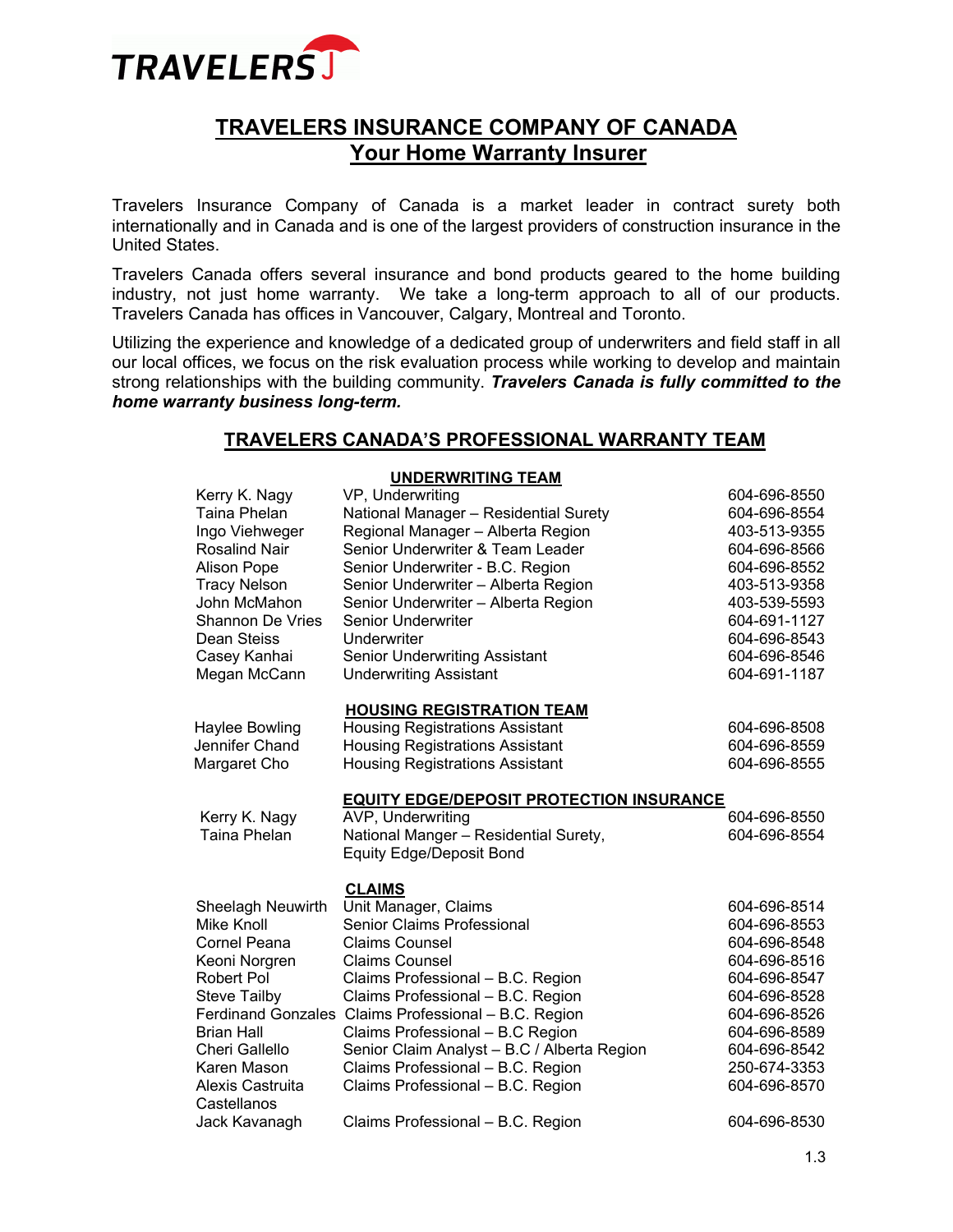TRAVELERS

# TRAVELERS INSURANCE COMPANY OF CANADA
## Your Home Warranty Insurer

Travelers Insurance Company of Canada is a market leader in contract surety both internationally and in Canada and is one of the largest providers of construction insurance in the United States.

Travelers Canada offers several insurance and bond products geared to the home building industry, not just home warranty. We take a long-term approach to all of our products. Travelers Canada has offices in Vancouver, Calgary, Montreal and Toronto.

Utilizing the experience and knowledge of a dedicated group of underwriters and field staff in all our local offices, we focus on the risk evaluation process while working to develop and maintain strong relationships with the building community. ***Travelers Canada is fully committed to the home warranty business long-term.***

## TRAVELERS CANADA'S PROFESSIONAL WARRANTY TEAM

### UNDERWRITING TEAM

| Name | Title | Phone |
|---|---|---|
| Kerry K. Nagy | VP, Underwriting | 604-696-8550 |
| Taina Phelan | National Manager – Residential Surety | 604-696-8554 |
| Ingo Viehweger | Regional Manager – Alberta Region | 403-513-9355 |
| Rosalind Nair | Senior Underwriter & Team Leader | 604-696-8566 |
| Alison Pope | Senior Underwriter - B.C. Region | 604-696-8552 |
| Tracy Nelson | Senior Underwriter – Alberta Region | 403-513-9358 |
| John McMahon | Senior Underwriter – Alberta Region | 403-539-5593 |
| Shannon De Vries | Senior Underwriter | 604-691-1127 |
| Dean Steiss | Underwriter | 604-696-8543 |
| Casey Kanhai | Senior Underwriting Assistant | 604-696-8546 |
| Megan McCann | Underwriting Assistant | 604-691-1187 |

### HOUSING REGISTRATION TEAM

| Name | Title | Phone |
|---|---|---|
| Haylee Bowling | Housing Registrations Assistant | 604-696-8508 |
| Jennifer Chand | Housing Registrations Assistant | 604-696-8559 |
| Margaret Cho | Housing Registrations Assistant | 604-696-8555 |

### EQUITY EDGE/DEPOSIT PROTECTION INSURANCE

| Name | Title | Phone |
|---|---|---|
| Kerry K. Nagy | AVP, Underwriting | 604-696-8550 |
| Taina Phelan | National Manger – Residential Surety, Equity Edge/Deposit Bond | 604-696-8554 |

### CLAIMS

| Name | Title | Phone |
|---|---|---|
| Sheelagh Neuwirth | Unit Manager, Claims | 604-696-8514 |
| Mike Knoll | Senior Claims Professional | 604-696-8553 |
| Cornel Peana | Claims Counsel | 604-696-8548 |
| Keoni Norgren | Claims Counsel | 604-696-8516 |
| Robert Pol | Claims Professional – B.C. Region | 604-696-8547 |
| Steve Tailby | Claims Professional – B.C. Region | 604-696-8528 |
| Ferdinand Gonzales | Claims Professional – B.C. Region | 604-696-8526 |
| Brian Hall | Claims Professional – B.C Region | 604-696-8589 |
| Cheri Gallello | Senior Claim Analyst – B.C / Alberta Region | 604-696-8542 |
| Karen Mason | Claims Professional – B.C. Region | 250-674-3353 |
| Alexis Castruita Castellanos | Claims Professional – B.C. Region | 604-696-8570 |
| Jack Kavanagh | Claims Professional – B.C. Region | 604-696-8530 |

1.3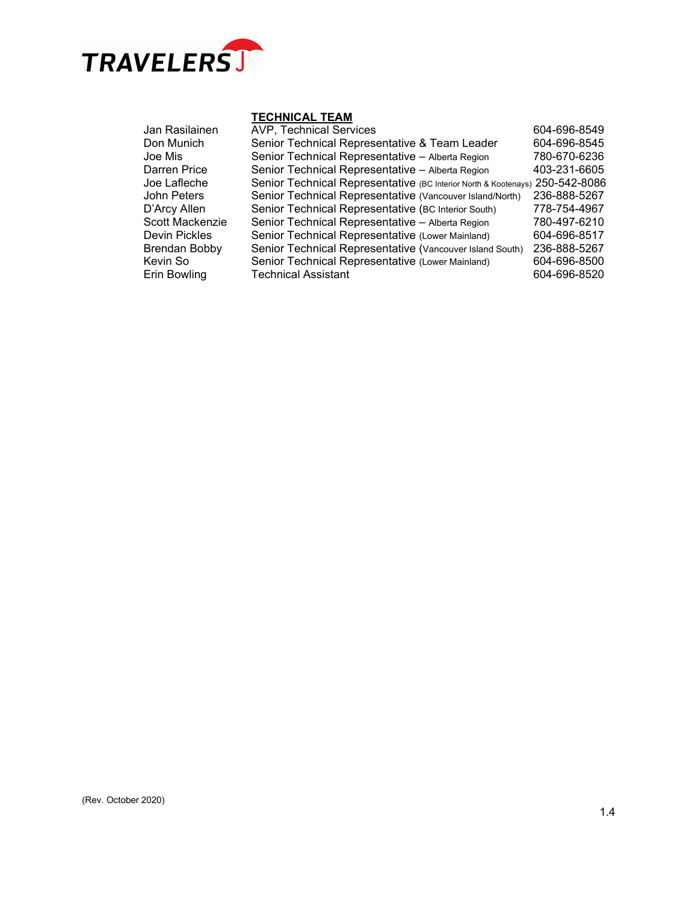TRAVELERS

## TECHNICAL TEAM

| | | |
|---|---|---|
| Jan Rasilainen | AVP, Technical Services | 604-696-8549 |
| Don Munich | Senior Technical Representative & Team Leader | 604-696-8545 |
| Joe Mis | Senior Technical Representative – Alberta Region | 780-670-6236 |
| Darren Price | Senior Technical Representative – Alberta Region | 403-231-6605 |
| Joe Lafleche | Senior Technical Representative (BC Interior North & Kootenays) | 250-542-8086 |
| John Peters | Senior Technical Representative (Vancouver Island/North) | 236-888-5267 |
| D'Arcy Allen | Senior Technical Representative (BC Interior South) | 778-754-4967 |
| Scott Mackenzie | Senior Technical Representative – Alberta Region | 780-497-6210 |
| Devin Pickles | Senior Technical Representative (Lower Mainland) | 604-696-8517 |
| Brendan Bobby | Senior Technical Representative (Vancouver Island South) | 236-888-5267 |
| Kevin So | Senior Technical Representative (Lower Mainland) | 604-696-8500 |
| Erin Bowling | Technical Assistant | 604-696-8520 |

(Rev. October 2020)

1.4